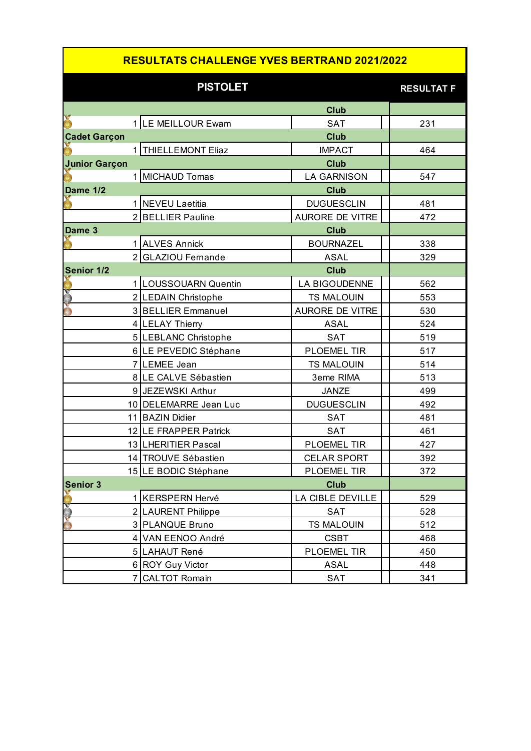# RESULTATS CHALLENGE YVES BERTRAND 2021/2022

## PISTOLET

| Catégorie | Rang | Nom | Club | RESULTAT F |
|---|---|---|---|---|
| | | | **Club** | |
| | 1 | LE MEILLOUR Ewam | SAT | 231 |
| **Cadet Garçon** | | | **Club** | |
| | 1 | THIELLEMONT Eliaz | IMPACT | 464 |
| **Junior Garçon** | | | **Club** | |
| | 1 | MICHAUD Tomas | LA GARNISON | 547 |
| **Dame 1/2** | | | **Club** | |
| | 1 | NEVEU Laetitia | DUGUESCLIN | 481 |
| | 2 | BELLIER Pauline | AURORE DE VITRE | 472 |
| **Dame 3** | | | **Club** | |
| | 1 | ALVES Annick | BOURNAZEL | 338 |
| | 2 | GLAZIOU Fernande | ASAL | 329 |
| **Senior 1/2** | | | **Club** | |
| | 1 | LOUSSOUARN Quentin | LA BIGOUDENNE | 562 |
| | 2 | LEDAIN Christophe | TS MALOUIN | 553 |
| | 3 | BELLIER Emmanuel | AURORE DE VITRE | 530 |
| | 4 | LELAY Thierry | ASAL | 524 |
| | 5 | LEBLANC Christophe | SAT | 519 |
| | 6 | LE PEVEDIC Stéphane | PLOEMEL TIR | 517 |
| | 7 | LEMEE Jean | TS MALOUIN | 514 |
| | 8 | LE CALVE Sébastien | 3eme RIMA | 513 |
| | 9 | JEZEWSKI Arthur | JANZE | 499 |
| | 10 | DELEMARRE Jean Luc | DUGUESCLIN | 492 |
| | 11 | BAZIN Didier | SAT | 481 |
| | 12 | LE FRAPPER Patrick | SAT | 461 |
| | 13 | LHERITIER Pascal | PLOEMEL TIR | 427 |
| | 14 | TROUVE Sébastien | CELAR SPORT | 392 |
| | 15 | LE BODIC Stéphane | PLOEMEL TIR | 372 |
| **Senior 3** | | | **Club** | |
| | 1 | KERSPERN Hervé | LA CIBLE DEVILLE | 529 |
| | 2 | LAURENT Philippe | SAT | 528 |
| | 3 | PLANQUE Bruno | TS MALOUIN | 512 |
| | 4 | VAN EENOO André | CSBT | 468 |
| | 5 | LAHAUT René | PLOEMEL TIR | 450 |
| | 6 | ROY Guy Victor | ASAL | 448 |
| | 7 | CALTOT Romain | SAT | 341 |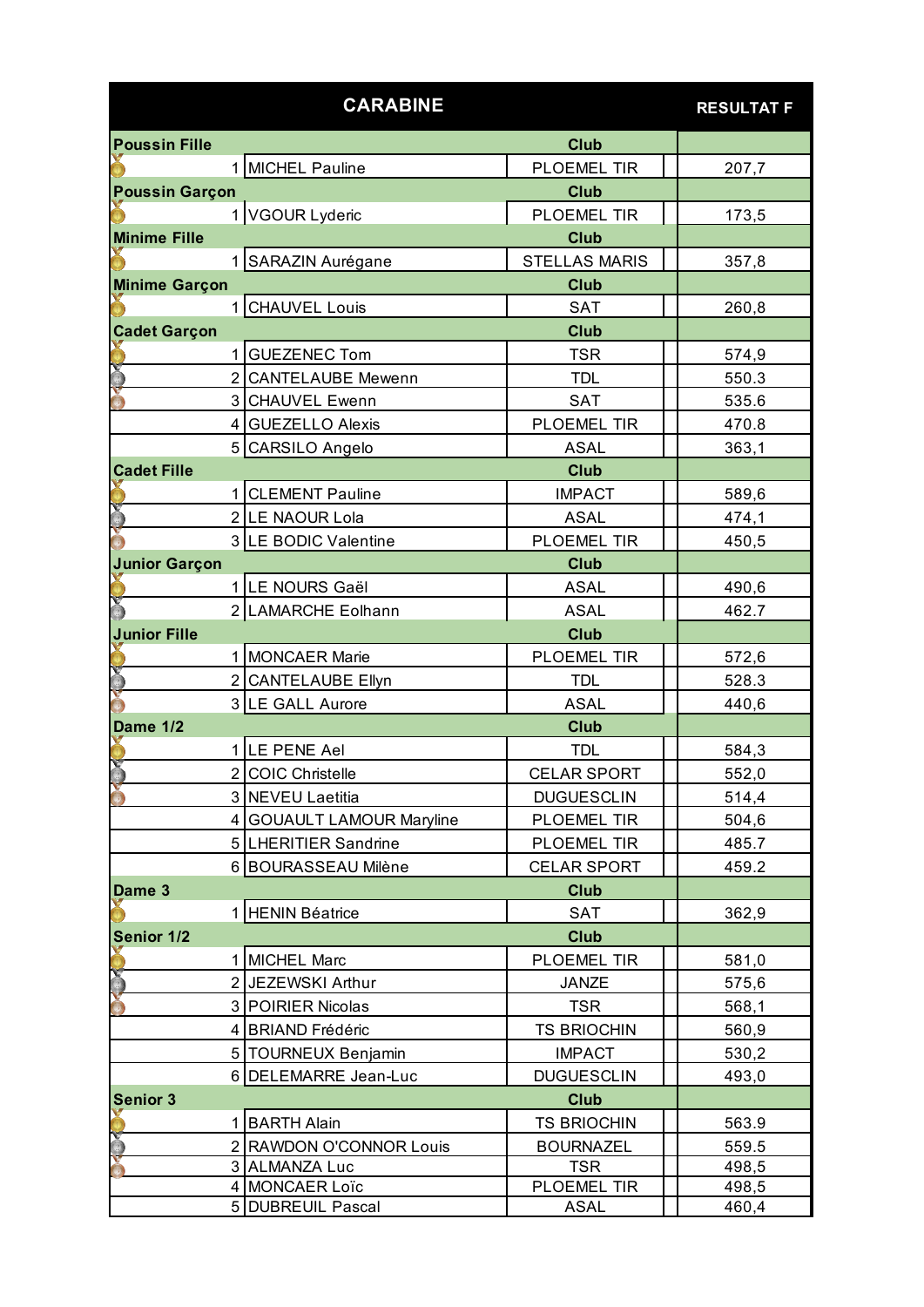| CARABINE | | | RESULTAT F |
|---|---|---|---|
| **Poussin Fille** | | **Club** | |
| 1 | MICHEL Pauline | PLOEMEL TIR | 207,7 |
| **Poussin Garçon** | | **Club** | |
| 1 | VGOUR Lyderic | PLOEMEL TIR | 173,5 |
| **Minime Fille** | | **Club** | |
| 1 | SARAZIN Aurégane | STELLAS MARIS | 357,8 |
| **Minime Garçon** | | **Club** | |
| 1 | CHAUVEL Louis | SAT | 260,8 |
| **Cadet Garçon** | | **Club** | |
| 1 | GUEZENEC Tom | TSR | 574,9 |
| 2 | CANTELAUBE Mewenn | TDL | 550.3 |
| 3 | CHAUVEL Ewenn | SAT | 535.6 |
| 4 | GUEZELLO Alexis | PLOEMEL TIR | 470.8 |
| 5 | CARSILO Angelo | ASAL | 363,1 |
| **Cadet Fille** | | **Club** | |
| 1 | CLEMENT Pauline | IMPACT | 589,6 |
| 2 | LE NAOUR Lola | ASAL | 474,1 |
| 3 | LE BODIC Valentine | PLOEMEL TIR | 450,5 |
| **Junior Garçon** | | **Club** | |
| 1 | LE NOURS Gaël | ASAL | 490,6 |
| 2 | LAMARCHE Eolhann | ASAL | 462.7 |
| **Junior Fille** | | **Club** | |
| 1 | MONCAER Marie | PLOEMEL TIR | 572,6 |
| 2 | CANTELAUBE Ellyn | TDL | 528.3 |
| 3 | LE GALL Aurore | ASAL | 440,6 |
| **Dame 1/2** | | **Club** | |
| 1 | LE PENE Ael | TDL | 584,3 |
| 2 | COIC Christelle | CELAR SPORT | 552,0 |
| 3 | NEVEU Laetitia | DUGUESCLIN | 514,4 |
| 4 | GOUAULT LAMOUR Maryline | PLOEMEL TIR | 504,6 |
| 5 | LHERITIER Sandrine | PLOEMEL TIR | 485.7 |
| 6 | BOURASSEAU Milène | CELAR SPORT | 459.2 |
| **Dame 3** | | **Club** | |
| 1 | HENIN Béatrice | SAT | 362,9 |
| **Senior 1/2** | | **Club** | |
| 1 | MICHEL Marc | PLOEMEL TIR | 581,0 |
| 2 | JEZEWSKI Arthur | JANZE | 575,6 |
| 3 | POIRIER Nicolas | TSR | 568,1 |
| 4 | BRIAND Frédéric | TS BRIOCHIN | 560,9 |
| 5 | TOURNEUX Benjamin | IMPACT | 530,2 |
| 6 | DELEMARRE Jean-Luc | DUGUESCLIN | 493,0 |
| **Senior 3** | | **Club** | |
| 1 | BARTH Alain | TS BRIOCHIN | 563.9 |
| 2 | RAWDON O'CONNOR Louis | BOURNAZEL | 559.5 |
| 3 | ALMANZA Luc | TSR | 498,5 |
| 4 | MONCAER Loïc | PLOEMEL TIR | 498,5 |
| 5 | DUBREUIL Pascal | ASAL | 460,4 |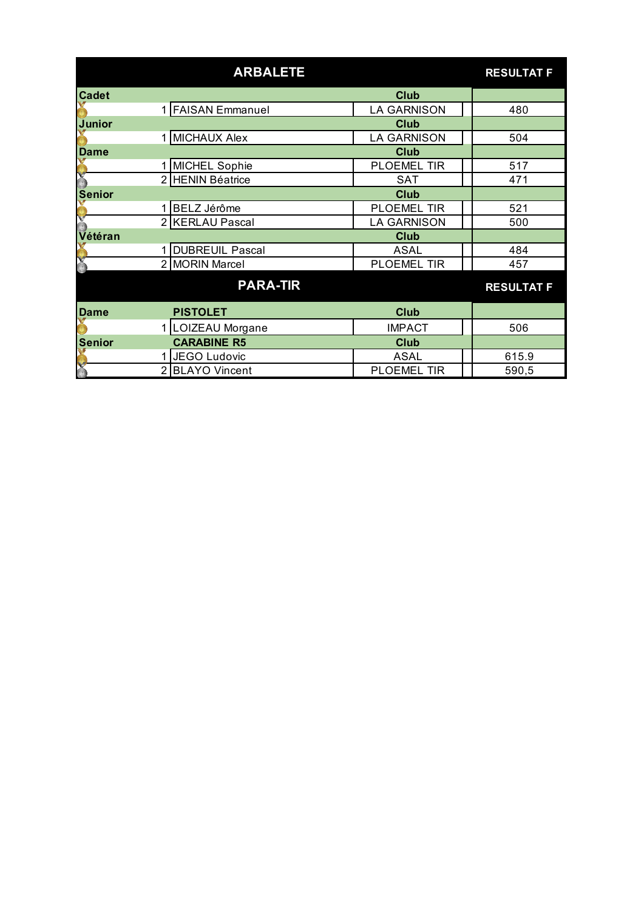| ARBALETE | | | | RESULTAT F |
|---|---|---|---|---|
| **Cadet** | | | **Club** | |
| | 1 | FAISAN Emmanuel | LA GARNISON | 480 |
| **Junior** | | | **Club** | |
| | 1 | MICHAUX Alex | LA GARNISON | 504 |
| **Dame** | | | **Club** | |
| | 1 | MICHEL Sophie | PLOEMEL TIR | 517 |
| | 2 | HENIN Béatrice | SAT | 471 |
| **Senior** | | | **Club** | |
| | 1 | BELZ Jérôme | PLOEMEL TIR | 521 |
| | 2 | KERLAU Pascal | LA GARNISON | 500 |
| **Vétéran** | | | **Club** | |
| | 1 | DUBREUIL Pascal | ASAL | 484 |
| | 2 | MORIN Marcel | PLOEMEL TIR | 457 |
| **PARA-TIR** | | | | **RESULTAT F** |
| **Dame** | | **PISTOLET** | **Club** | |
| | 1 | LOIZEAU Morgane | IMPACT | 506 |
| **Senior** | | **CARABINE R5** | **Club** | |
| | 1 | JEGO Ludovic | ASAL | 615.9 |
| | 2 | BLAYO Vincent | PLOEMEL TIR | 590,5 |